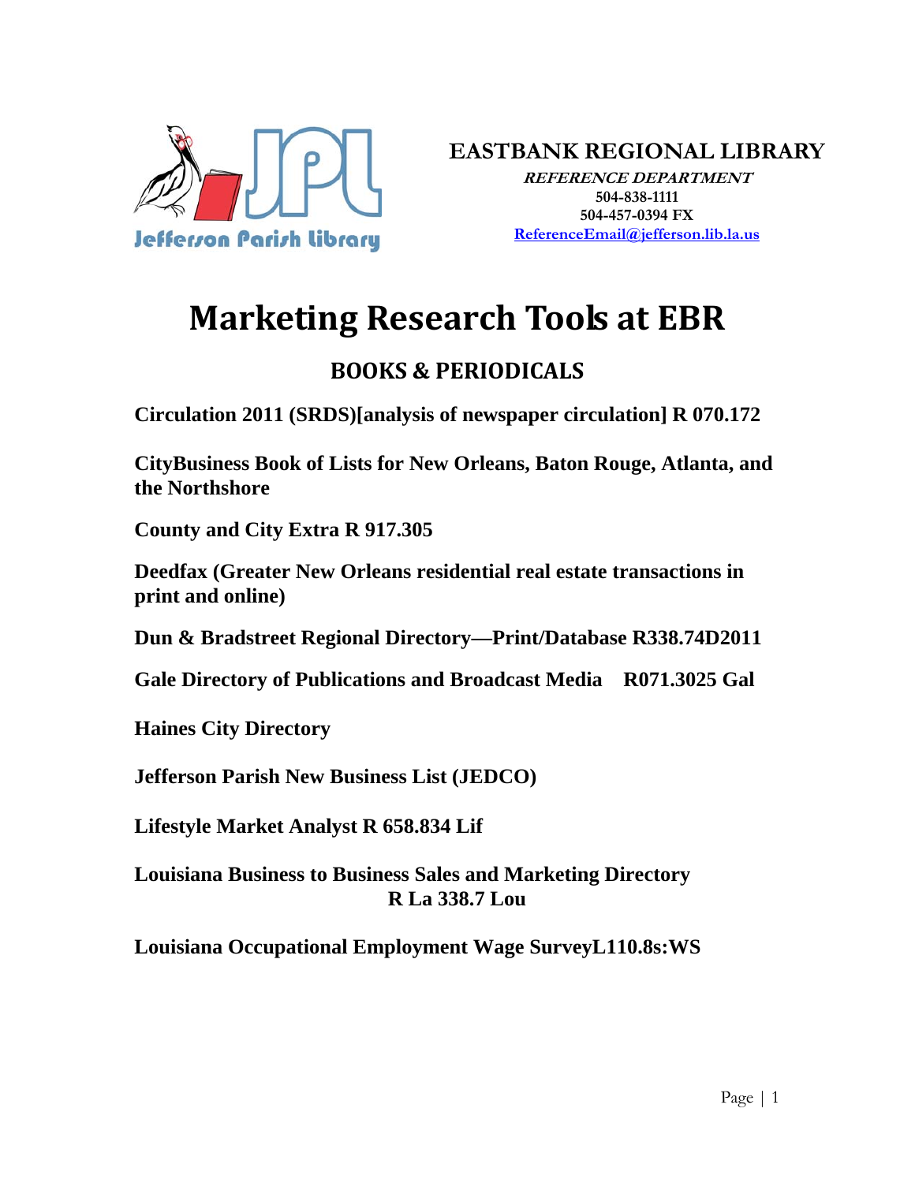Jefferson Parish Library

**EASTBANK REGIONAL LIBRARY**

***REFERENCE DEPARTMENT***

**504-838-1111**

**504-457-0394 FX**

**ReferenceEmail@jefferson.lib.la.us**

# Marketing Research Tools at EBR

## BOOKS & PERIODICALS

**Circulation 2011 (SRDS)[analysis of newspaper circulation] R 070.172**

**CityBusiness Book of Lists for New Orleans, Baton Rouge, Atlanta, and the Northshore**

**County and City Extra R 917.305**

**Deedfax (Greater New Orleans residential real estate transactions in print and online)**

**Dun & Bradstreet Regional Directory—Print/Database R338.74D2011**

**Gale Directory of Publications and Broadcast Media R071.3025 Gal**

**Haines City Directory**

**Jefferson Parish New Business List (JEDCO)**

**Lifestyle Market Analyst R 658.834 Lif**

**Louisiana Business to Business Sales and Marketing Directory R La 338.7 Lou**

**Louisiana Occupational Employment Wage SurveyL110.8s:WS**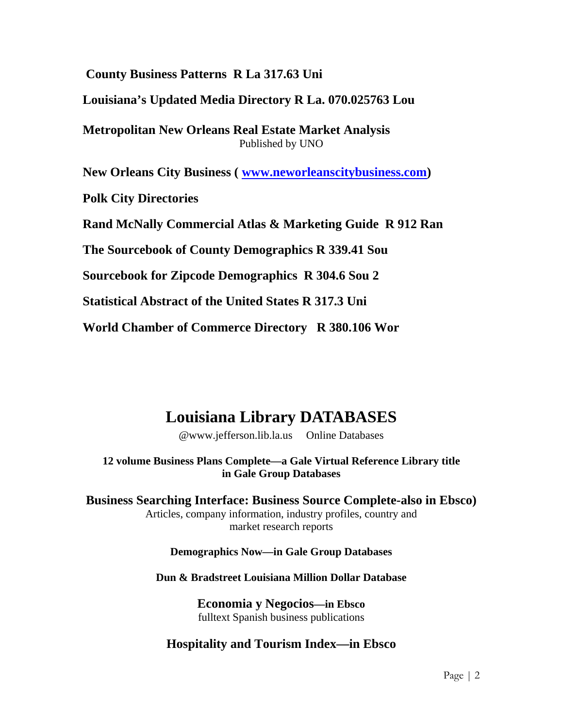**County Business Patterns R La 317.63 Uni**

**Louisiana's Updated Media Directory R La. 070.025763 Lou**

**Metropolitan New Orleans Real Estate Market Analysis**
Published by UNO

**New Orleans City Business ( www.neworleanscitybusiness.com)**

**Polk City Directories**

**Rand McNally Commercial Atlas & Marketing Guide R 912 Ran**

**The Sourcebook of County Demographics R 339.41 Sou**

**Sourcebook for Zipcode Demographics R 304.6 Sou 2**

**Statistical Abstract of the United States R 317.3 Uni**

**World Chamber of Commerce Directory R 380.106 Wor**

# Louisiana Library DATABASES

@www.jefferson.lib.la.us Online Databases

**12 volume Business Plans Complete—a Gale Virtual Reference Library title in Gale Group Databases**

**Business Searching Interface: Business Source Complete-also in Ebsco)**
Articles, company information, industry profiles, country and market research reports

**Demographics Now—in Gale Group Databases**

**Dun & Bradstreet Louisiana Million Dollar Database**

**Economia y Negocios—in Ebsco**
fulltext Spanish business publications

**Hospitality and Tourism Index—in Ebsco**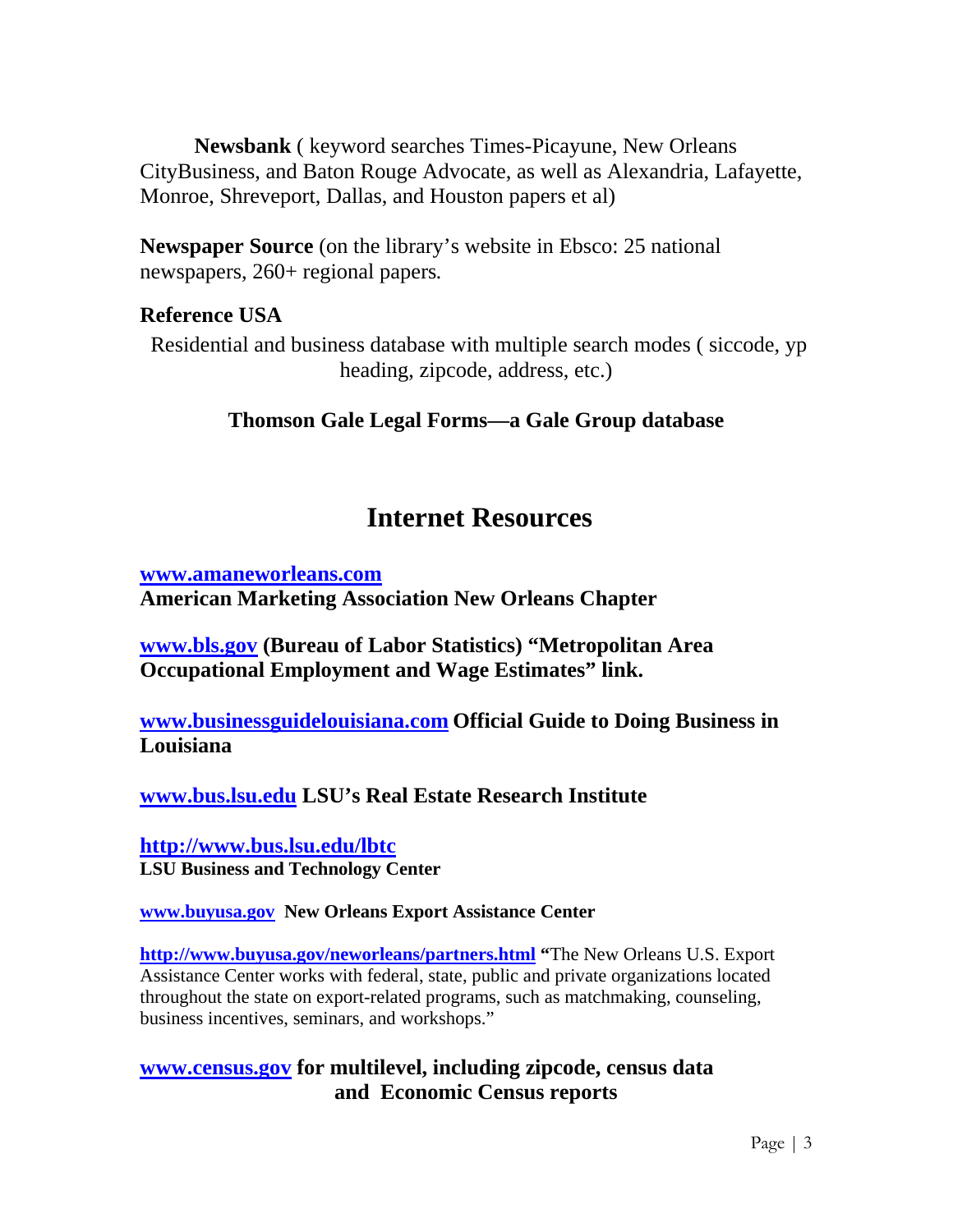**Newsbank** ( keyword searches Times-Picayune, New Orleans CityBusiness, and Baton Rouge Advocate, as well as Alexandria, Lafayette, Monroe, Shreveport, Dallas, and Houston papers et al)

**Newspaper Source** (on the library's website in Ebsco: 25 national newspapers, 260+ regional papers.

**Reference USA**

Residential and business database with multiple search modes ( siccode, yp heading, zipcode, address, etc.)

**Thomson Gale Legal Forms—a Gale Group database**

# Internet Resources

**www.amaneworleans.com**
**American Marketing Association New Orleans Chapter**

**www.bls.gov (Bureau of Labor Statistics) "Metropolitan Area Occupational Employment and Wage Estimates" link.**

**www.businessguidelouisiana.com Official Guide to Doing Business in Louisiana**

**www.bus.lsu.edu LSU's Real Estate Research Institute**

**http://www.bus.lsu.edu/lbtc**
**LSU Business and Technology Center**

**www.buyusa.gov New Orleans Export Assistance Center**

**http://www.buyusa.gov/neworleans/partners.html "**The New Orleans U.S. Export Assistance Center works with federal, state, public and private organizations located throughout the state on export-related programs, such as matchmaking, counseling, business incentives, seminars, and workshops."

**www.census.gov for multilevel, including zipcode, census data and Economic Census reports**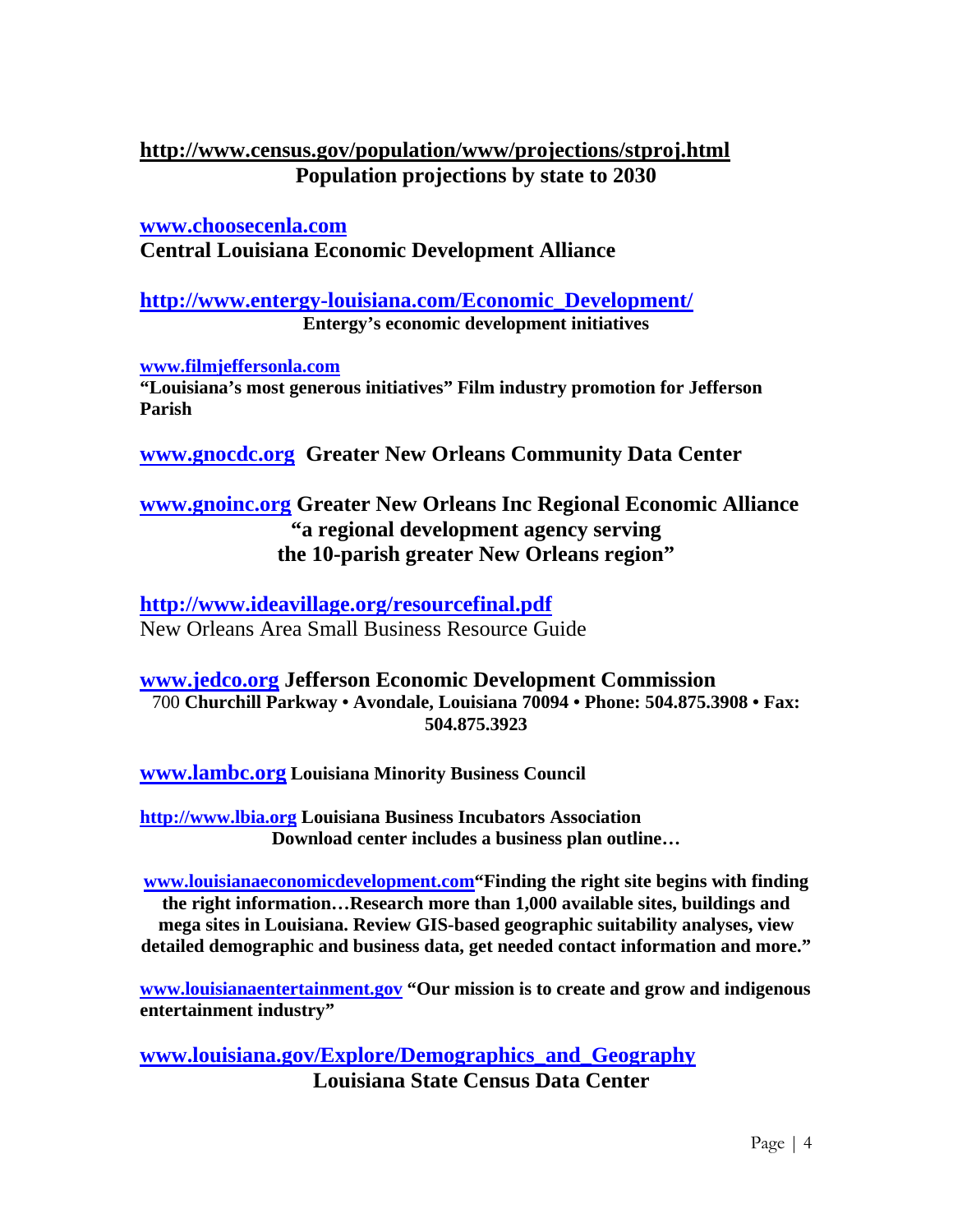**http://www.census.gov/population/www/projections/stproj.html**
**Population projections by state to 2030**

**www.choosecenla.com**
**Central Louisiana Economic Development Alliance**

**http://www.entergy-louisiana.com/Economic_Development/**
**Entergy's economic development initiatives**

**www.filmjeffersonla.com**
**"Louisiana's most generous initiatives" Film industry promotion for Jefferson Parish**

**www.gnocdc.org Greater New Orleans Community Data Center**

**www.gnoinc.org Greater New Orleans Inc Regional Economic Alliance "a regional development agency serving the 10-parish greater New Orleans region"**

**http://www.ideavillage.org/resourcefinal.pdf**
New Orleans Area Small Business Resource Guide

**www.jedco.org Jefferson Economic Development Commission**
700 **Churchill Parkway • Avondale, Louisiana 70094 • Phone: 504.875.3908 • Fax: 504.875.3923**

**www.lambc.org Louisiana Minority Business Council**

**http://www.lbia.org Louisiana Business Incubators Association**
**Download center includes a business plan outline…**

**www.louisianaeconomicdevelopment.com"Finding the right site begins with finding the right information…Research more than 1,000 available sites, buildings and mega sites in Louisiana. Review GIS-based geographic suitability analyses, view detailed demographic and business data, get needed contact information and more."**

**www.louisianaentertainment.gov "Our mission is to create and grow and indigenous entertainment industry"**

**www.louisiana.gov/Explore/Demographics_and_Geography**
**Louisiana State Census Data Center**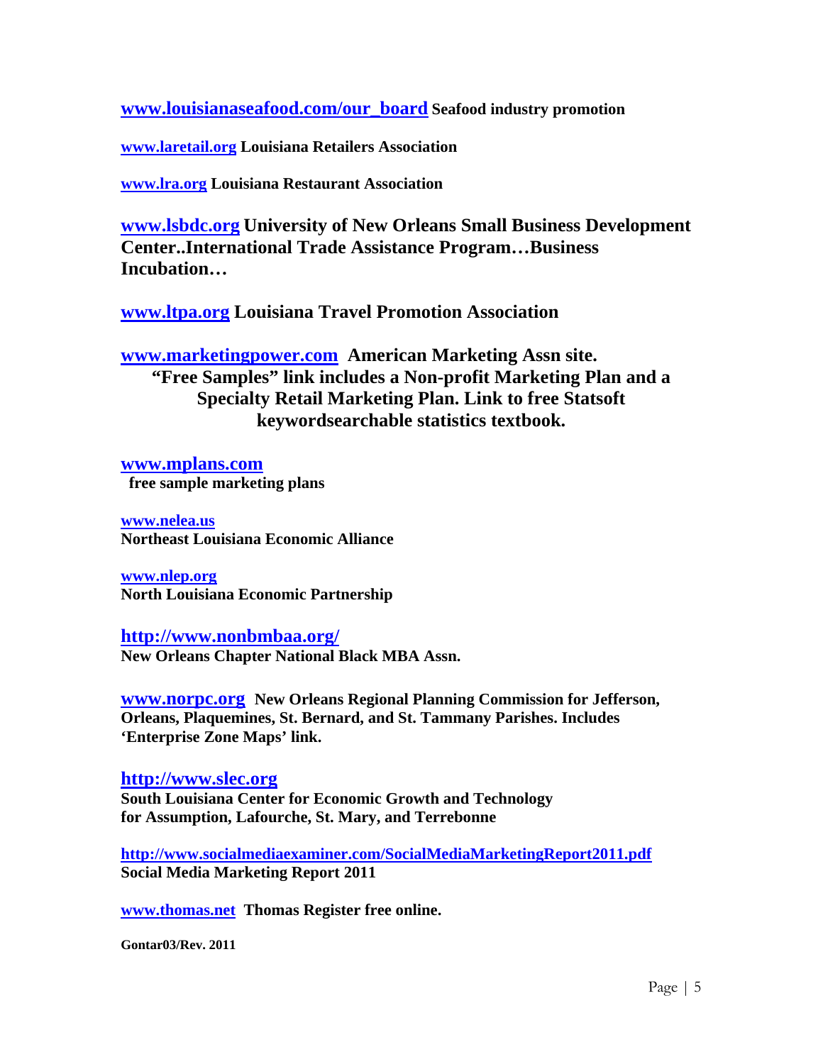**www.louisianaseafood.com/our_board Seafood industry promotion**

**www.laretail.org Louisiana Retailers Association**

**www.lra.org Louisiana Restaurant Association**

**www.lsbdc.org University of New Orleans Small Business Development Center..International Trade Assistance Program…Business Incubation…**

**www.ltpa.org Louisiana Travel Promotion Association**

**www.marketingpower.com American Marketing Assn site. "Free Samples" link includes a Non-profit Marketing Plan and a Specialty Retail Marketing Plan. Link to free Statsoft keywordsearchable statistics textbook.**

**www.mplans.com**
**free sample marketing plans**

**www.nelea.us**
**Northeast Louisiana Economic Alliance**

**www.nlep.org**
**North Louisiana Economic Partnership**

**http://www.nonbmbaa.org/**
**New Orleans Chapter National Black MBA Assn.**

**www.norpc.org New Orleans Regional Planning Commission for Jefferson, Orleans, Plaquemines, St. Bernard, and St. Tammany Parishes. Includes 'Enterprise Zone Maps' link.**

**http://www.slec.org**
**South Louisiana Center for Economic Growth and Technology for Assumption, Lafourche, St. Mary, and Terrebonne**

**http://www.socialmediaexaminer.com/SocialMediaMarketingReport2011.pdf**
**Social Media Marketing Report 2011**

**www.thomas.net Thomas Register free online.**

**Gontar03/Rev. 2011**